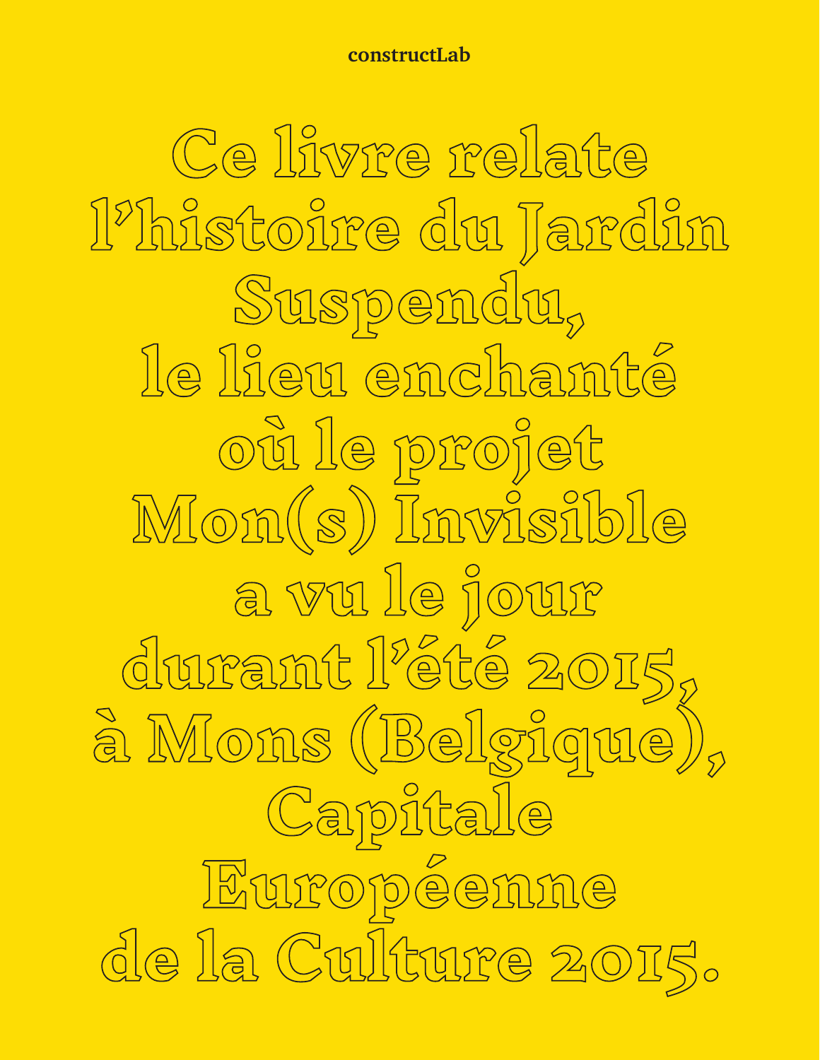**constructLab**

# Ce livre relate l'histoire du Jardin Suspendu, le lieu enchanté où le projet Mon(s) Invisible a vu le jour durant l'été 2015, à Mons (Belgique), Capitale Européenne de la Culture 2015.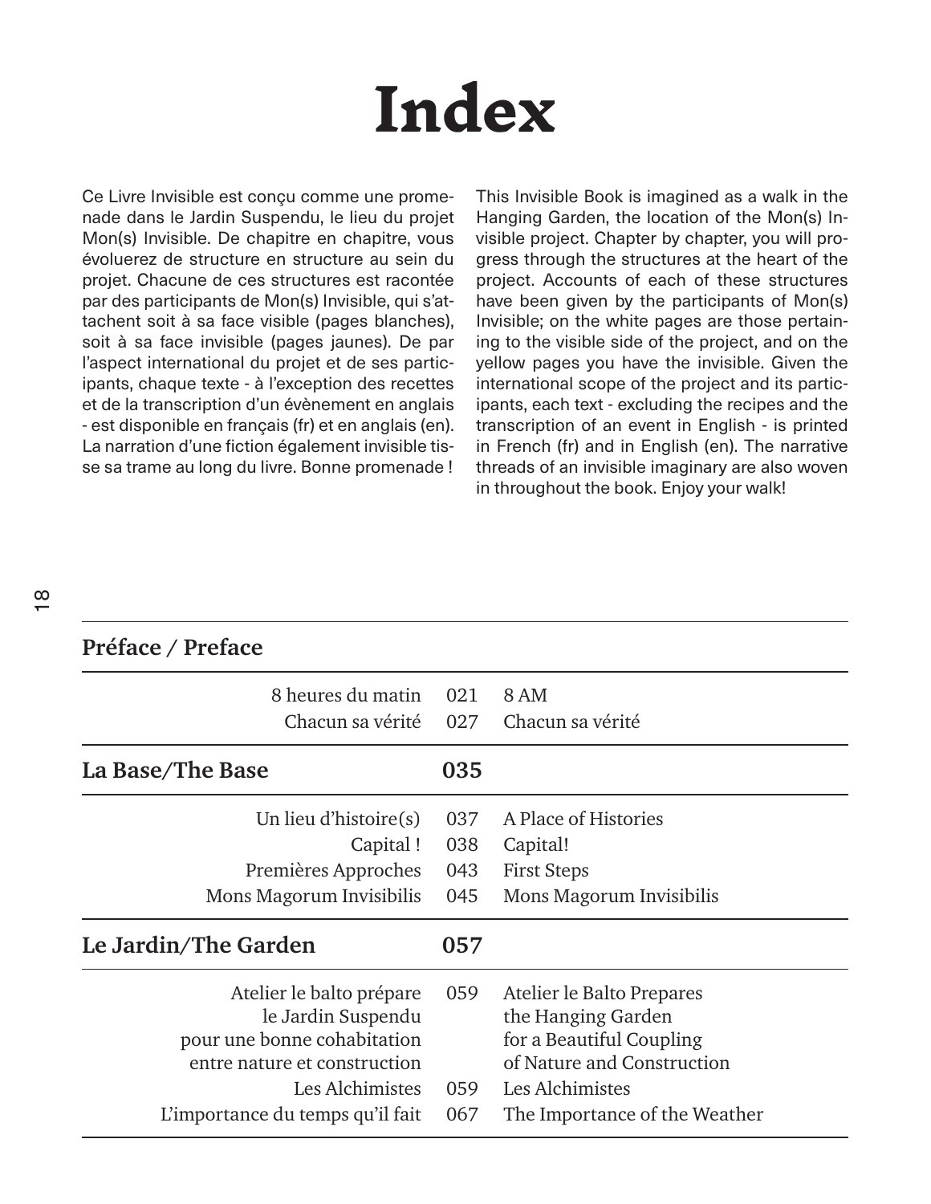# Index

Ce Livre Invisible est conçu comme une promenade dans le Jardin Suspendu, le lieu du projet Mon(s) Invisible. De chapitre en chapitre, vous évoluerez de structure en structure au sein du projet. Chacune de ces structures est racontée par des participants de Mon(s) Invisible, qui s'attachent soit à sa face visible (pages blanches), soit à sa face invisible (pages jaunes). De par l'aspect international du projet et de ses participants, chaque texte - à l'exception des recettes et de la transcription d'un évènement en anglais - est disponible en français (fr) et en anglais (en). La narration d'une fiction également invisible tisse sa trame au long du livre. Bonne promenade !

This Invisible Book is imagined as a walk in the Hanging Garden, the location of the Mon(s) Invisible project. Chapter by chapter, you will progress through the structures at the heart of the project. Accounts of each of these structures have been given by the participants of Mon(s) Invisible; on the white pages are those pertaining to the visible side of the project, and on the yellow pages you have the invisible. Given the international scope of the project and its participants, each text - excluding the recipes and the transcription of an event in English - is printed in French (fr) and in English (en). The narrative threads of an invisible imaginary are also woven in throughout the book. Enjoy your walk!

| **Préface / Preface** | | |
|---|---|---|
| 8 heures du matin | 021 | 8 AM |
| Chacun sa vérité | 027 | Chacun sa vérité |
| **La Base/The Base** | **035** | |
| Un lieu d'histoire(s) | 037 | A Place of Histories |
| Capital ! | 038 | Capital! |
| Premières Approches | 043 | First Steps |
| Mons Magorum Invisibilis | 045 | Mons Magorum Invisibilis |
| **Le Jardin/The Garden** | **057** | |
| Atelier le balto prépare le Jardin Suspendu pour une bonne cohabitation entre nature et construction | 059 | Atelier le Balto Prepares the Hanging Garden for a Beautiful Coupling of Nature and Construction |
| Les Alchimistes | 059 | Les Alchimistes |
| L'importance du temps qu'il fait | 067 | The Importance of the Weather |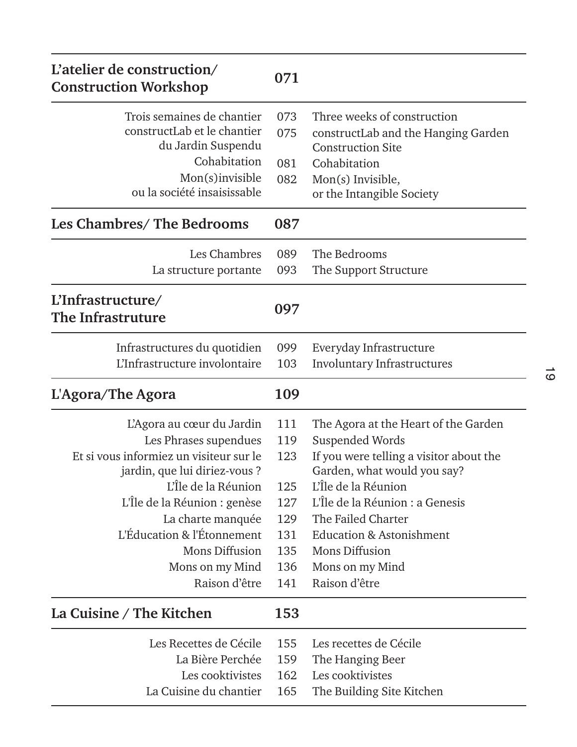| L'atelier de construction/ Construction Workshop | 071 | |
|---|---|---|
| Trois semaines de chantier | 073 | Three weeks of construction |
| constructLab et le chantier du Jardin Suspendu | 075 | constructLab and the Hanging Garden Construction Site |
| Cohabitation | 081 | Cohabitation |
| Mon(s)invisible ou la société insaisissable | 082 | Mon(s) Invisible, or the Intangible Society |
| **Les Chambres/ The Bedrooms** | **087** | |
| Les Chambres | 089 | The Bedrooms |
| La structure portante | 093 | The Support Structure |
| **L'Infrastructure/ The Infrastruture** | **097** | |
| Infrastructures du quotidien | 099 | Everyday Infrastructure |
| L'Infrastructure involontaire | 103 | Involuntary Infrastructures |
| **L'Agora/The Agora** | **109** | |
| L'Agora au cœur du Jardin | 111 | The Agora at the Heart of the Garden |
| Les Phrases supendues | 119 | Suspended Words |
| Et si vous informiez un visiteur sur le jardin, que lui diriez-vous ? | 123 | If you were telling a visitor about the Garden, what would you say? |
| L'Île de la Réunion | 125 | L'Île de la Réunion |
| L'Île de la Réunion : genèse | 127 | L'Île de la Réunion : a Genesis |
| La charte manquée | 129 | The Failed Charter |
| L'Éducation & l'Étonnement | 131 | Education & Astonishment |
| Mons Diffusion | 135 | Mons Diffusion |
| Mons on my Mind | 136 | Mons on my Mind |
| Raison d'être | 141 | Raison d'être |
| **La Cuisine / The Kitchen** | **153** | |
| Les Recettes de Cécile | 155 | Les recettes de Cécile |
| La Bière Perchée | 159 | The Hanging Beer |
| Les cooktivistes | 162 | Les cooktivistes |
| La Cuisine du chantier | 165 | The Building Site Kitchen |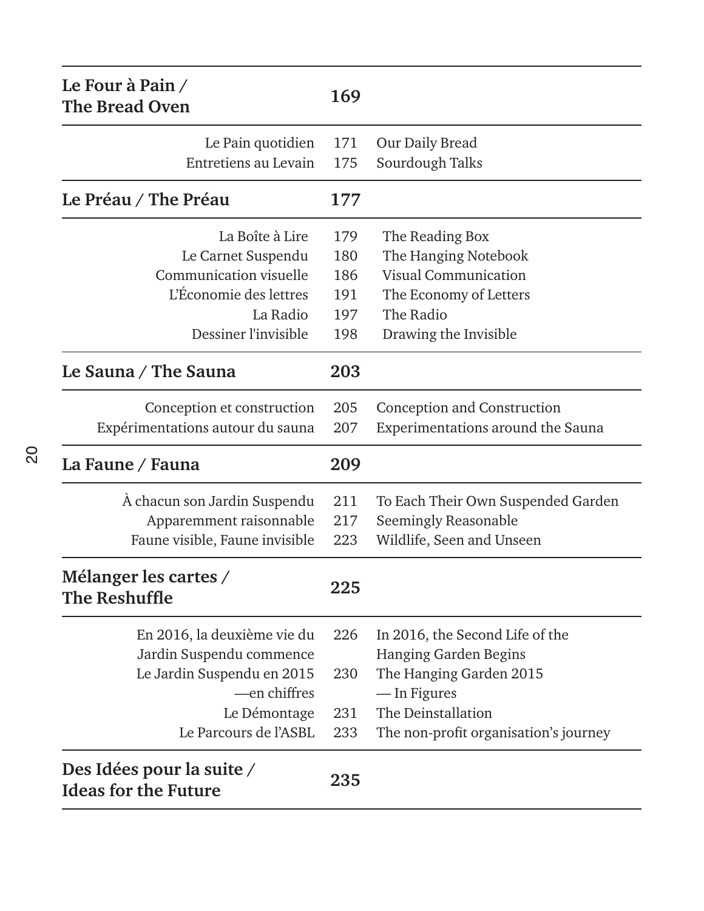| Le Four à Pain / The Bread Oven | 169 | |
|---|---|---|
| Le Pain quotidien | 171 | Our Daily Bread |
| Entretiens au Levain | 175 | Sourdough Talks |
| **Le Préau / The Préau** | **177** | |
| La Boîte à Lire | 179 | The Reading Box |
| Le Carnet Suspendu | 180 | The Hanging Notebook |
| Communication visuelle | 186 | Visual Communication |
| L'Économie des lettres | 191 | The Economy of Letters |
| La Radio | 197 | The Radio |
| Dessiner l'invisible | 198 | Drawing the Invisible |
| **Le Sauna / The Sauna** | **203** | |
| Conception et construction | 205 | Conception and Construction |
| Expérimentations autour du sauna | 207 | Experimentations around the Sauna |
| **La Faune / Fauna** | **209** | |
| À chacun son Jardin Suspendu | 211 | To Each Their Own Suspended Garden |
| Apparemment raisonnable | 217 | Seemingly Reasonable |
| Faune visible, Faune invisible | 223 | Wildlife, Seen and Unseen |
| **Mélanger les cartes / The Reshuffle** | **225** | |
| En 2016, la deuxième vie du Jardin Suspendu commence | 226 | In 2016, the Second Life of the Hanging Garden Begins |
| Le Jardin Suspendu en 2015 —en chiffres | 230 | The Hanging Garden 2015 — In Figures |
| Le Démontage | 231 | The Deinstallation |
| Le Parcours de l'ASBL | 233 | The non-profit organisation's journey |
| **Des Idées pour la suite / Ideas for the Future** | **235** | |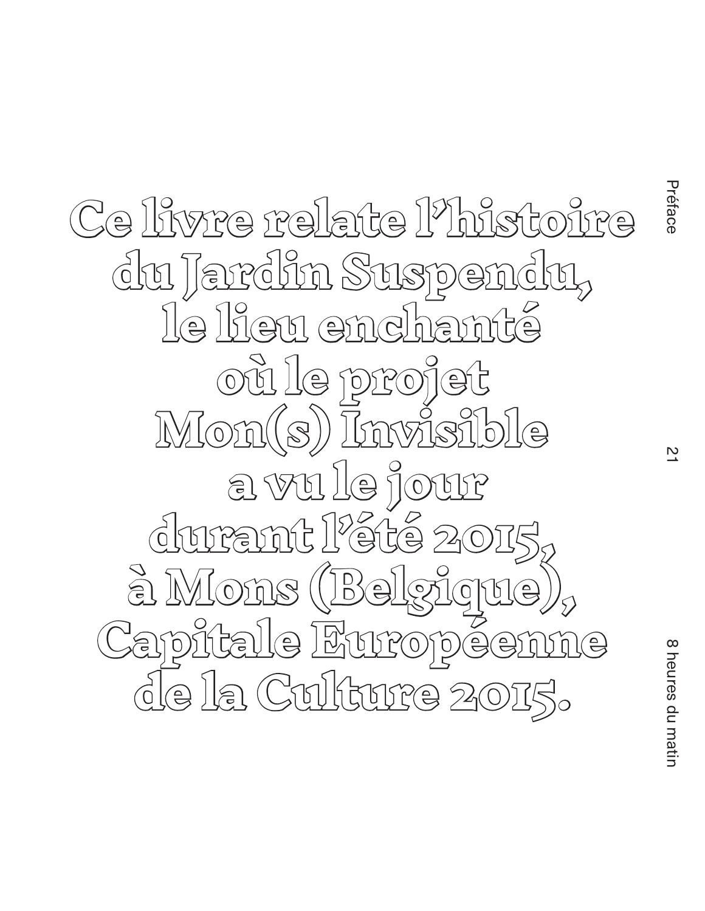Ce livre relate l'histoire du Jardin Suspendu, le lieu enchanté où le projet Mon(s) Invisible a vu le jour durant l'été 2015, à Mons (Belgique), Capitale Européenne de la Culture 2015.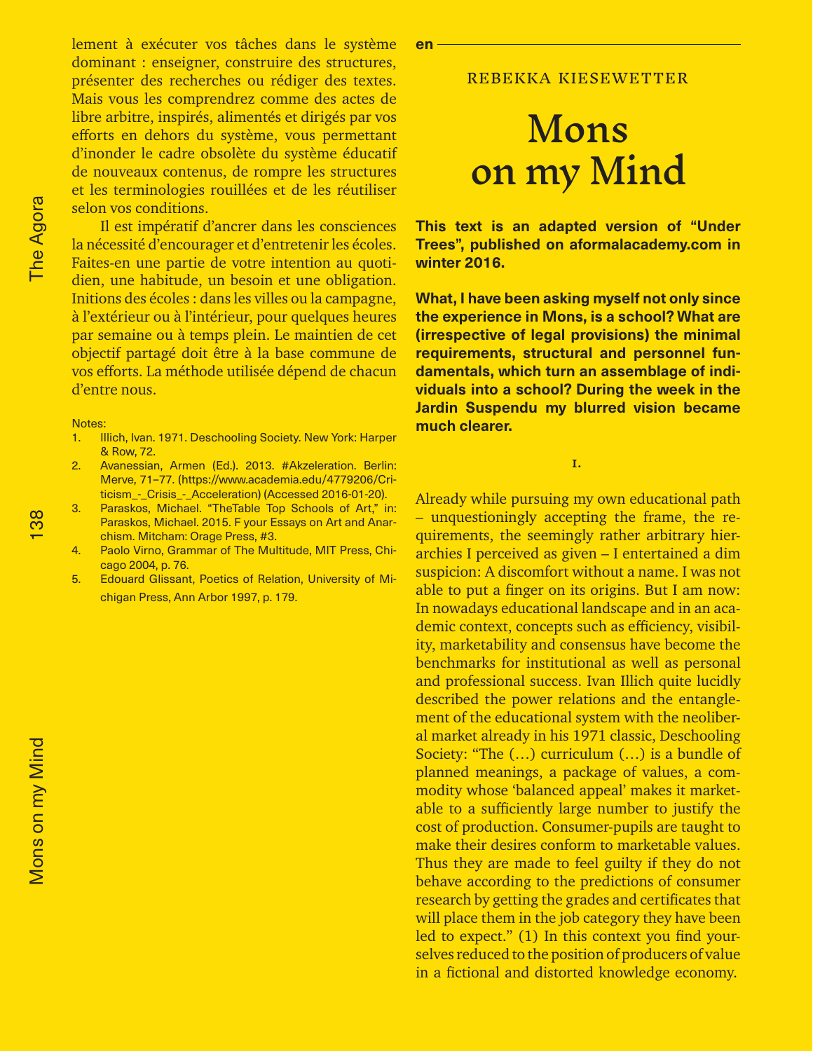lement à exécuter vos tâches dans le système dominant : enseigner, construire des structures, présenter des recherches ou rédiger des textes. Mais vous les comprendrez comme des actes de libre arbitre, inspirés, alimentés et dirigés par vos efforts en dehors du système, vous permettant d'inonder le cadre obsolète du système éducatif de nouveaux contenus, de rompre les structures et les terminologies rouillées et de les réutiliser selon vos conditions.

Il est impératif d'ancrer dans les consciences la nécessité d'encourager et d'entretenir les écoles. Faites-en une partie de votre intention au quotidien, une habitude, un besoin et une obligation. Initions des écoles : dans les villes ou la campagne, à l'extérieur ou à l'intérieur, pour quelques heures par semaine ou à temps plein. Le maintien de cet objectif partagé doit être à la base commune de vos efforts. La méthode utilisée dépend de chacun d'entre nous.

Notes:

1. Illich, Ivan. 1971. Deschooling Society. New York: Harper & Row, 72.
2. Avanessian, Armen (Ed.). 2013. #Akzeleration. Berlin: Merve, 71–77. (https://www.academia.edu/4779206/Criticism_-_Crisis_-_Acceleration) (Accessed 2016-01-20).
3. Paraskos, Michael. "TheTable Top Schools of Art," in: Paraskos, Michael. 2015. F your Essays on Art and Anarchism. Mitcham: Orage Press, #3.
4. Paolo Virno, Grammar of The Multitude, MIT Press, Chicago 2004, p. 76.
5. Edouard Glissant, Poetics of Relation, University of Michigan Press, Ann Arbor 1997, p. 179.

en

REBEKKA KIESEWETTER

# Mons on my Mind

**This text is an adapted version of "Under Trees", published on aformalacademy.com in winter 2016.**

**What, I have been asking myself not only since the experience in Mons, is a school? What are (irrespective of legal provisions) the minimal requirements, structural and personnel fundamentals, which turn an assemblage of individuals into a school? During the week in the Jardin Suspendu my blurred vision became much clearer.**

## I.

Already while pursuing my own educational path – unquestioningly accepting the frame, the requirements, the seemingly rather arbitrary hierarchies I perceived as given – I entertained a dim suspicion: A discomfort without a name. I was not able to put a finger on its origins. But I am now: In nowadays educational landscape and in an academic context, concepts such as efficiency, visibility, marketability and consensus have become the benchmarks for institutional as well as personal and professional success. Ivan Illich quite lucidly described the power relations and the entanglement of the educational system with the neoliberal market already in his 1971 classic, Deschooling Society: "The (…) curriculum (…) is a bundle of planned meanings, a package of values, a commodity whose 'balanced appeal' makes it marketable to a sufficiently large number to justify the cost of production. Consumer-pupils are taught to make their desires conform to marketable values. Thus they are made to feel guilty if they do not behave according to the predictions of consumer research by getting the grades and certificates that will place them in the job category they have been led to expect." (1) In this context you find yourselves reduced to the position of producers of value in a fictional and distorted knowledge economy.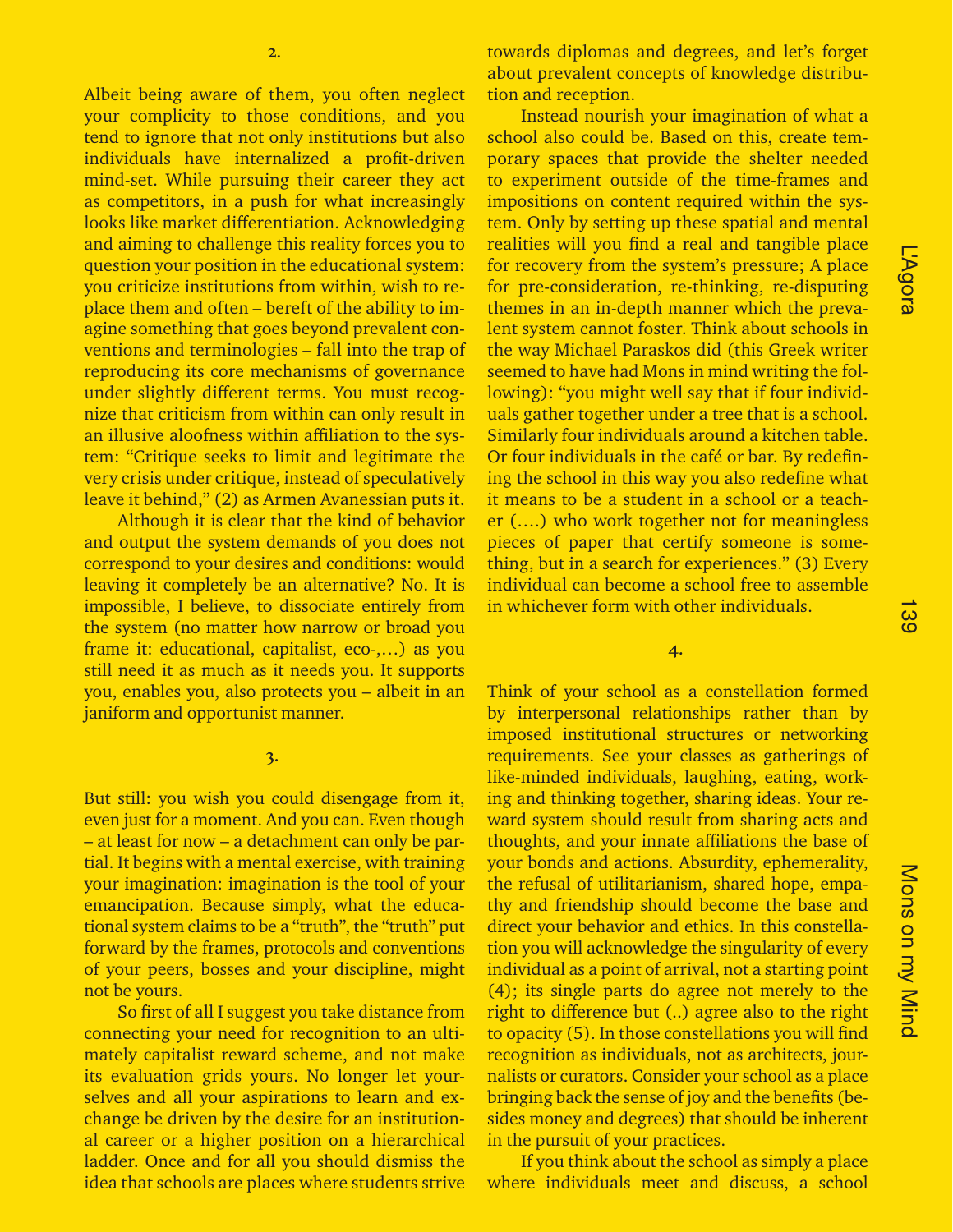## 2.

Albeit being aware of them, you often neglect your complicity to those conditions, and you tend to ignore that not only institutions but also individuals have internalized a profit-driven mind-set. While pursuing their career they act as competitors, in a push for what increasingly looks like market differentiation. Acknowledging and aiming to challenge this reality forces you to question your position in the educational system: you criticize institutions from within, wish to replace them and often – bereft of the ability to imagine something that goes beyond prevalent conventions and terminologies – fall into the trap of reproducing its core mechanisms of governance under slightly different terms. You must recognize that criticism from within can only result in an illusive aloofness within affiliation to the system: "Critique seeks to limit and legitimate the very crisis under critique, instead of speculatively leave it behind," (2) as Armen Avanessian puts it.

Although it is clear that the kind of behavior and output the system demands of you does not correspond to your desires and conditions: would leaving it completely be an alternative? No. It is impossible, I believe, to dissociate entirely from the system (no matter how narrow or broad you frame it: educational, capitalist, eco-,…) as you still need it as much as it needs you. It supports you, enables you, also protects you – albeit in an janiform and opportunist manner.

## 3.

But still: you wish you could disengage from it, even just for a moment. And you can. Even though – at least for now – a detachment can only be partial. It begins with a mental exercise, with training your imagination: imagination is the tool of your emancipation. Because simply, what the educational system claims to be a "truth", the "truth" put forward by the frames, protocols and conventions of your peers, bosses and your discipline, might not be yours.

So first of all I suggest you take distance from connecting your need for recognition to an ultimately capitalist reward scheme, and not make its evaluation grids yours. No longer let yourselves and all your aspirations to learn and exchange be driven by the desire for an institutional career or a higher position on a hierarchical ladder. Once and for all you should dismiss the idea that schools are places where students strive towards diplomas and degrees, and let's forget about prevalent concepts of knowledge distribution and reception.

Instead nourish your imagination of what a school also could be. Based on this, create temporary spaces that provide the shelter needed to experiment outside of the time-frames and impositions on content required within the system. Only by setting up these spatial and mental realities will you find a real and tangible place for recovery from the system's pressure; A place for pre-consideration, re-thinking, re-disputing themes in an in-depth manner which the prevalent system cannot foster. Think about schools in the way Michael Paraskos did (this Greek writer seemed to have had Mons in mind writing the following): "you might well say that if four individuals gather together under a tree that is a school. Similarly four individuals around a kitchen table. Or four individuals in the café or bar. By redefining the school in this way you also redefine what it means to be a student in a school or a teacher (….) who work together not for meaningless pieces of paper that certify someone is something, but in a search for experiences." (3) Every individual can become a school free to assemble in whichever form with other individuals.

## 4.

Think of your school as a constellation formed by interpersonal relationships rather than by imposed institutional structures or networking requirements. See your classes as gatherings of like-minded individuals, laughing, eating, working and thinking together, sharing ideas. Your reward system should result from sharing acts and thoughts, and your innate affiliations the base of your bonds and actions. Absurdity, ephemerality, the refusal of utilitarianism, shared hope, empathy and friendship should become the base and direct your behavior and ethics. In this constellation you will acknowledge the singularity of every individual as a point of arrival, not a starting point (4); its single parts do agree not merely to the right to difference but (..) agree also to the right to opacity (5). In those constellations you will find recognition as individuals, not as architects, journalists or curators. Consider your school as a place bringing back the sense of joy and the benefits (besides money and degrees) that should be inherent in the pursuit of your practices.

If you think about the school as simply a place where individuals meet and discuss, a school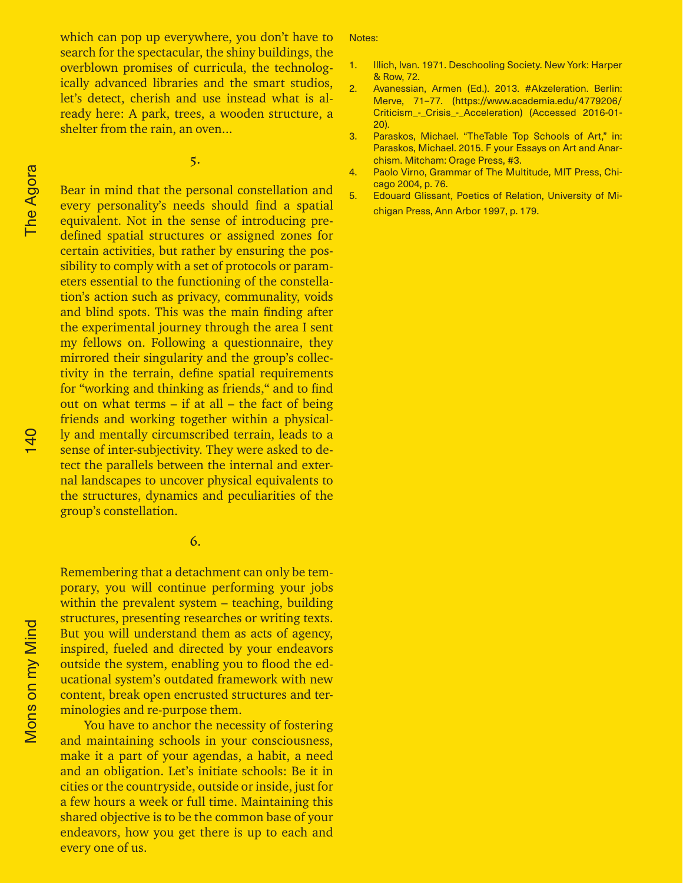which can pop up everywhere, you don't have to search for the spectacular, the shiny buildings, the overblown promises of curricula, the technologically advanced libraries and the smart studios, let's detect, cherish and use instead what is already here: A park, trees, a wooden structure, a shelter from the rain, an oven...

5.

Bear in mind that the personal constellation and every personality's needs should find a spatial equivalent. Not in the sense of introducing predefined spatial structures or assigned zones for certain activities, but rather by ensuring the possibility to comply with a set of protocols or parameters essential to the functioning of the constellation's action such as privacy, communality, voids and blind spots. This was the main finding after the experimental journey through the area I sent my fellows on. Following a questionnaire, they mirrored their singularity and the group's collectivity in the terrain, define spatial requirements for "working and thinking as friends," and to find out on what terms – if at all – the fact of being friends and working together within a physically and mentally circumscribed terrain, leads to a sense of inter-subjectivity. They were asked to detect the parallels between the internal and external landscapes to uncover physical equivalents to the structures, dynamics and peculiarities of the group's constellation.

6.

Remembering that a detachment can only be temporary, you will continue performing your jobs within the prevalent system – teaching, building structures, presenting researches or writing texts. But you will understand them as acts of agency, inspired, fueled and directed by your endeavors outside the system, enabling you to flood the educational system's outdated framework with new content, break open encrusted structures and terminologies and re-purpose them.

You have to anchor the necessity of fostering and maintaining schools in your consciousness, make it a part of your agendas, a habit, a need and an obligation. Let's initiate schools: Be it in cities or the countryside, outside or inside, just for a few hours a week or full time. Maintaining this shared objective is to be the common base of your endeavors, how you get there is up to each and every one of us.

Notes:

1. Illich, Ivan. 1971. Deschooling Society. New York: Harper & Row, 72.
2. Avanessian, Armen (Ed.). 2013. #Akzeleration. Berlin: Merve, 71–77. (https://www.academia.edu/4779206/Criticism_-_Crisis_-_Acceleration) (Accessed 2016-01-20).
3. Paraskos, Michael. "TheTable Top Schools of Art," in: Paraskos, Michael. 2015. F your Essays on Art and Anarchism. Mitcham: Orage Press, #3.
4. Paolo Virno, Grammar of The Multitude, MIT Press, Chicago 2004, p. 76.
5. Edouard Glissant, Poetics of Relation, University of Michigan Press, Ann Arbor 1997, p. 179.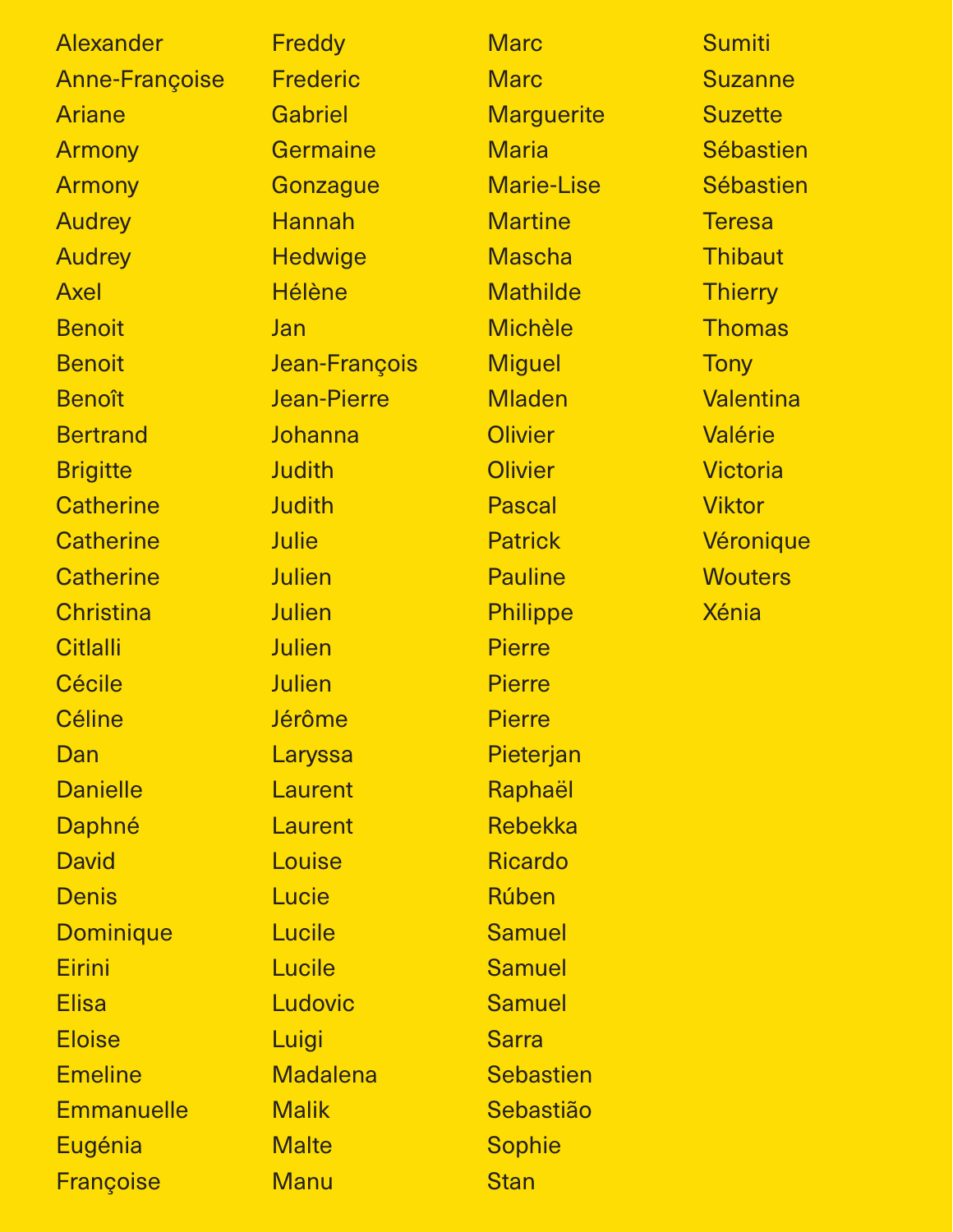Alexander
Anne-Françoise
Ariane
Armony
Armony
Audrey
Audrey
Axel
Benoit
Benoit
Benoît
Bertrand
Brigitte
Catherine
Catherine
Catherine
Christina
Citlalli
Cécile
Céline
Dan
Danielle
Daphné
David
Denis
Dominique
Eirini
Elisa
Eloise
Emeline
Emmanuelle
Eugénia
Françoise
Freddy
Frederic
Gabriel
Germaine
Gonzague
Hannah
Hedwige
Hélène
Jan
Jean-François
Jean-Pierre
Johanna
Judith
Judith
Julie
Julien
Julien
Julien
Julien
Jérôme
Laryssa
Laurent
Laurent
Louise
Lucie
Lucile
Lucile
Ludovic
Luigi
Madalena
Malik
Malte
Manu
Marc
Marc
Marguerite
Maria
Marie-Lise
Martine
Mascha
Mathilde
Michèle
Miguel
Mladen
Olivier
Olivier
Pascal
Patrick
Pauline
Philippe
Pierre
Pierre
Pierre
Pieterjan
Raphaël
Rebekka
Ricardo
Rúben
Samuel
Samuel
Samuel
Sarra
Sebastien
Sebastião
Sophie
Stan
Sumiti
Suzanne
Suzette
Sébastien
Sébastien
Teresa
Thibaut
Thierry
Thomas
Tony
Valentina
Valérie
Victoria
Viktor
Véronique
Wouters
Xénia